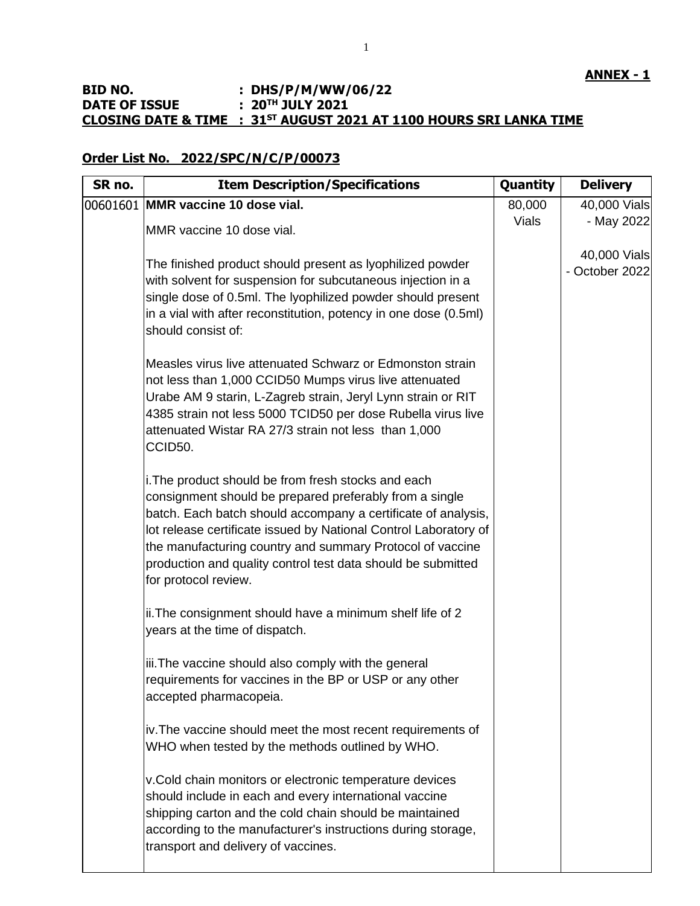**ANNEX - 1**

**BID NO. : DHS/P/M/WW/06/22**
**DATE OF ISSUE : 20TH JULY 2021**
**CLOSING DATE & TIME : 31ST AUGUST 2021 AT 1100 HOURS SRI LANKA TIME**

**Order List No. 2022/SPC/N/C/P/00073**

| SR no. | Item Description/Specifications | Quantity | Delivery |
|---|---|---|---|
| 00601601 | **MMR vaccine 10 dose vial.**<br><br>MMR vaccine 10 dose vial.<br><br>The finished product should present as lyophilized powder with solvent for suspension for subcutaneous injection in a single dose of 0.5ml. The lyophilized powder should present in a vial with after reconstitution, potency in one dose (0.5ml) should consist of:<br><br>Measles virus live attenuated Schwarz or Edmonston strain not less than 1,000 CCID50 Mumps virus live attenuated Urabe AM 9 starin, L-Zagreb strain, Jeryl Lynn strain or RIT 4385 strain not less 5000 TCID50 per dose Rubella virus live attenuated Wistar RA 27/3 strain not less than 1,000 CCID50.<br><br>i.The product should be from fresh stocks and each consignment should be prepared preferably from a single batch. Each batch should accompany a certificate of analysis, lot release certificate issued by National Control Laboratory of the manufacturing country and summary Protocol of vaccine production and quality control test data should be submitted for protocol review.<br><br>ii.The consignment should have a minimum shelf life of 2 years at the time of dispatch.<br><br>iii.The vaccine should also comply with the general requirements for vaccines in the BP or USP or any other accepted pharmacopeia.<br><br>iv.The vaccine should meet the most recent requirements of WHO when tested by the methods outlined by WHO.<br><br>v.Cold chain monitors or electronic temperature devices should include in each and every international vaccine shipping carton and the cold chain should be maintained according to the manufacturer's instructions during storage, transport and delivery of vaccines. | 80,000 Vials | 40,000 Vials - May 2022<br><br>40,000 Vials - October 2022 |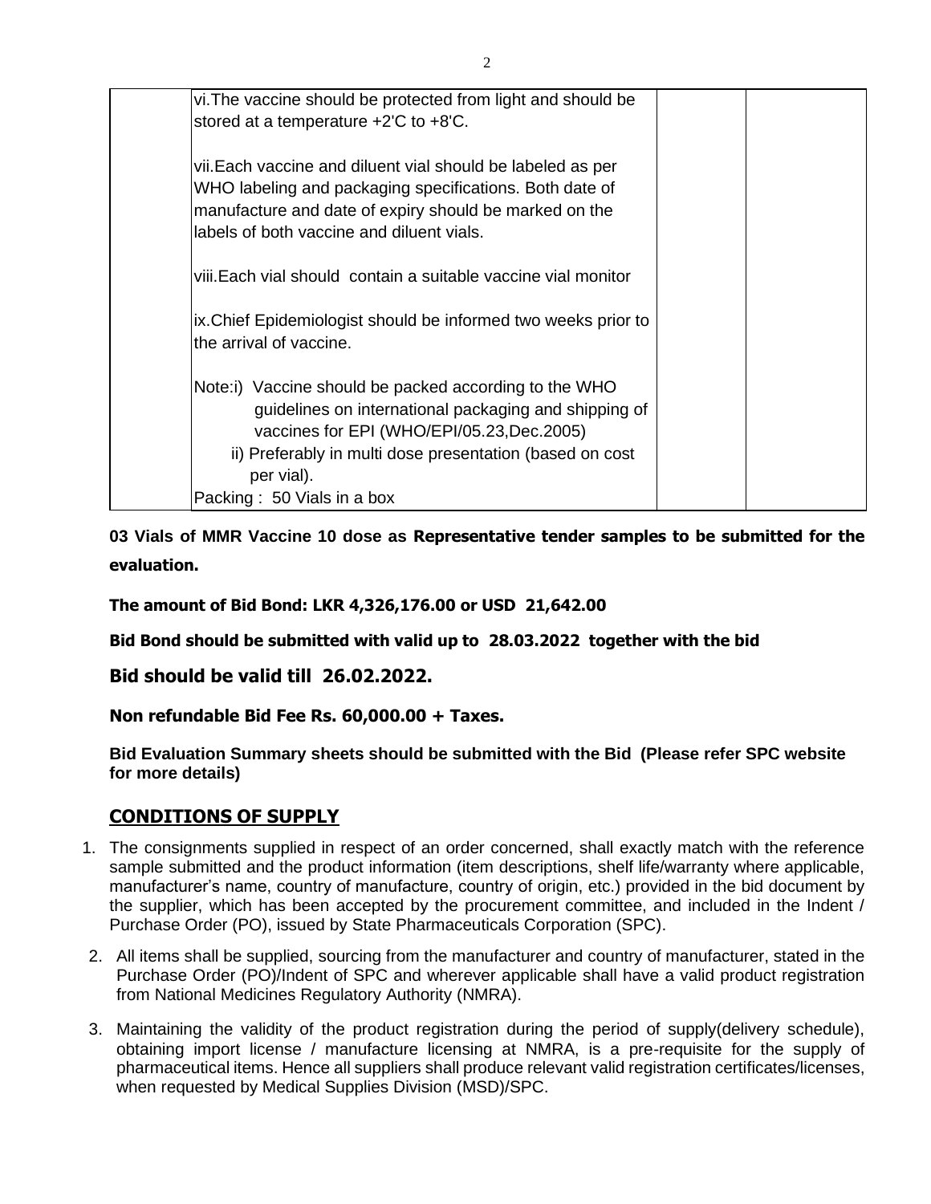| | | | |
|---|---|---|---|
| | vi.The vaccine should be protected from light and should be stored at a temperature +2'C to +8'C.<br><br>vii.Each vaccine and diluent vial should be labeled as per WHO labeling and packaging specifications. Both date of manufacture and date of expiry should be marked on the labels of both vaccine and diluent vials.<br><br>viii.Each vial should contain a suitable vaccine vial monitor<br><br>ix.Chief Epidemiologist should be informed two weeks prior to the arrival of vaccine.<br><br>Note:i) Vaccine should be packed according to the WHO guidelines on international packaging and shipping of vaccines for EPI (WHO/EPI/05.23,Dec.2005)<br>ii) Preferably in multi dose presentation (based on cost per vial).<br>Packing : 50 Vials in a box | | |

**03 Vials of MMR Vaccine 10 dose as Representative tender samples to be submitted for the evaluation.**

**The amount of Bid Bond: LKR 4,326,176.00 or USD 21,642.00**

**Bid Bond should be submitted with valid up to 28.03.2022 together with the bid**

**Bid should be valid till 26.02.2022.**

**Non refundable Bid Fee Rs. 60,000.00 + Taxes.**

**Bid Evaluation Summary sheets should be submitted with the Bid (Please refer SPC website for more details)**

## CONDITIONS OF SUPPLY

1. The consignments supplied in respect of an order concerned, shall exactly match with the reference sample submitted and the product information (item descriptions, shelf life/warranty where applicable, manufacturer's name, country of manufacture, country of origin, etc.) provided in the bid document by the supplier, which has been accepted by the procurement committee, and included in the Indent / Purchase Order (PO), issued by State Pharmaceuticals Corporation (SPC).
2. All items shall be supplied, sourcing from the manufacturer and country of manufacturer, stated in the Purchase Order (PO)/Indent of SPC and wherever applicable shall have a valid product registration from National Medicines Regulatory Authority (NMRA).
3. Maintaining the validity of the product registration during the period of supply(delivery schedule), obtaining import license / manufacture licensing at NMRA, is a pre-requisite for the supply of pharmaceutical items. Hence all suppliers shall produce relevant valid registration certificates/licenses, when requested by Medical Supplies Division (MSD)/SPC.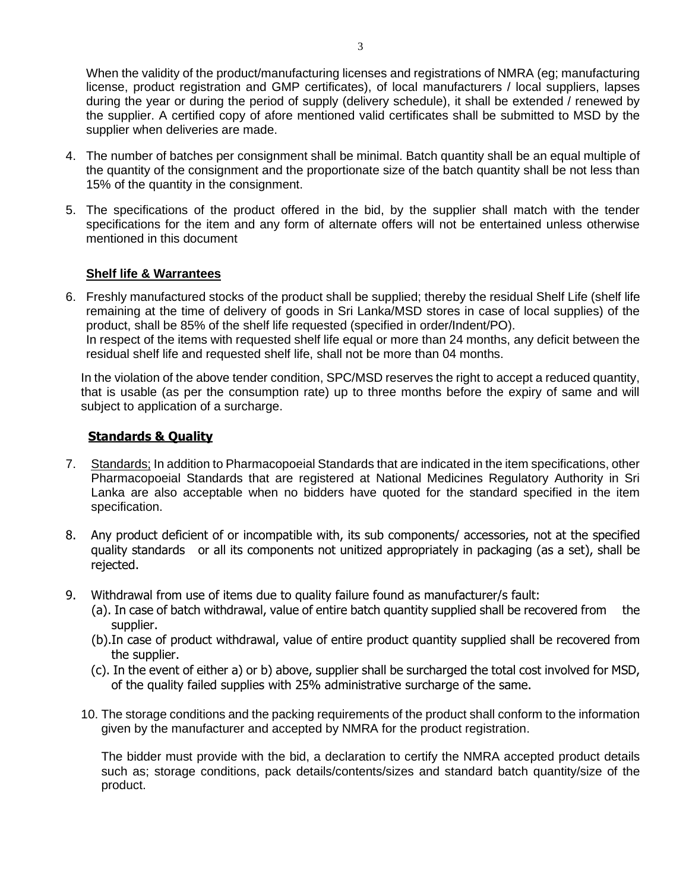When the validity of the product/manufacturing licenses and registrations of NMRA (eg; manufacturing license, product registration and GMP certificates), of local manufacturers / local suppliers, lapses during the year or during the period of supply (delivery schedule), it shall be extended / renewed by the supplier. A certified copy of afore mentioned valid certificates shall be submitted to MSD by the supplier when deliveries are made.

4. The number of batches per consignment shall be minimal. Batch quantity shall be an equal multiple of the quantity of the consignment and the proportionate size of the batch quantity shall be not less than 15% of the quantity in the consignment.

5. The specifications of the product offered in the bid, by the supplier shall match with the tender specifications for the item and any form of alternate offers will not be entertained unless otherwise mentioned in this document

### **Shelf life & Warrantees**

6. Freshly manufactured stocks of the product shall be supplied; thereby the residual Shelf Life (shelf life remaining at the time of delivery of goods in Sri Lanka/MSD stores in case of local supplies) of the product, shall be 85% of the shelf life requested (specified in order/Indent/PO).
   In respect of the items with requested shelf life equal or more than 24 months, any deficit between the residual shelf life and requested shelf life, shall not be more than 04 months.

In the violation of the above tender condition, SPC/MSD reserves the right to accept a reduced quantity, that is usable (as per the consumption rate) up to three months before the expiry of same and will subject to application of a surcharge.

### **Standards & Quality**

7. Standards; In addition to Pharmacopoeial Standards that are indicated in the item specifications, other Pharmacopoeial Standards that are registered at National Medicines Regulatory Authority in Sri Lanka are also acceptable when no bidders have quoted for the standard specified in the item specification.

8. Any product deficient of or incompatible with, its sub components/ accessories, not at the specified quality standards or all its components not unitized appropriately in packaging (as a set), shall be rejected.

9. Withdrawal from use of items due to quality failure found as manufacturer/s fault:
   (a). In case of batch withdrawal, value of entire batch quantity supplied shall be recovered from the supplier.
   (b).In case of product withdrawal, value of entire product quantity supplied shall be recovered from the supplier.
   (c). In the event of either a) or b) above, supplier shall be surcharged the total cost involved for MSD, of the quality failed supplies with 25% administrative surcharge of the same.

10. The storage conditions and the packing requirements of the product shall conform to the information given by the manufacturer and accepted by NMRA for the product registration.

    The bidder must provide with the bid, a declaration to certify the NMRA accepted product details such as; storage conditions, pack details/contents/sizes and standard batch quantity/size of the product.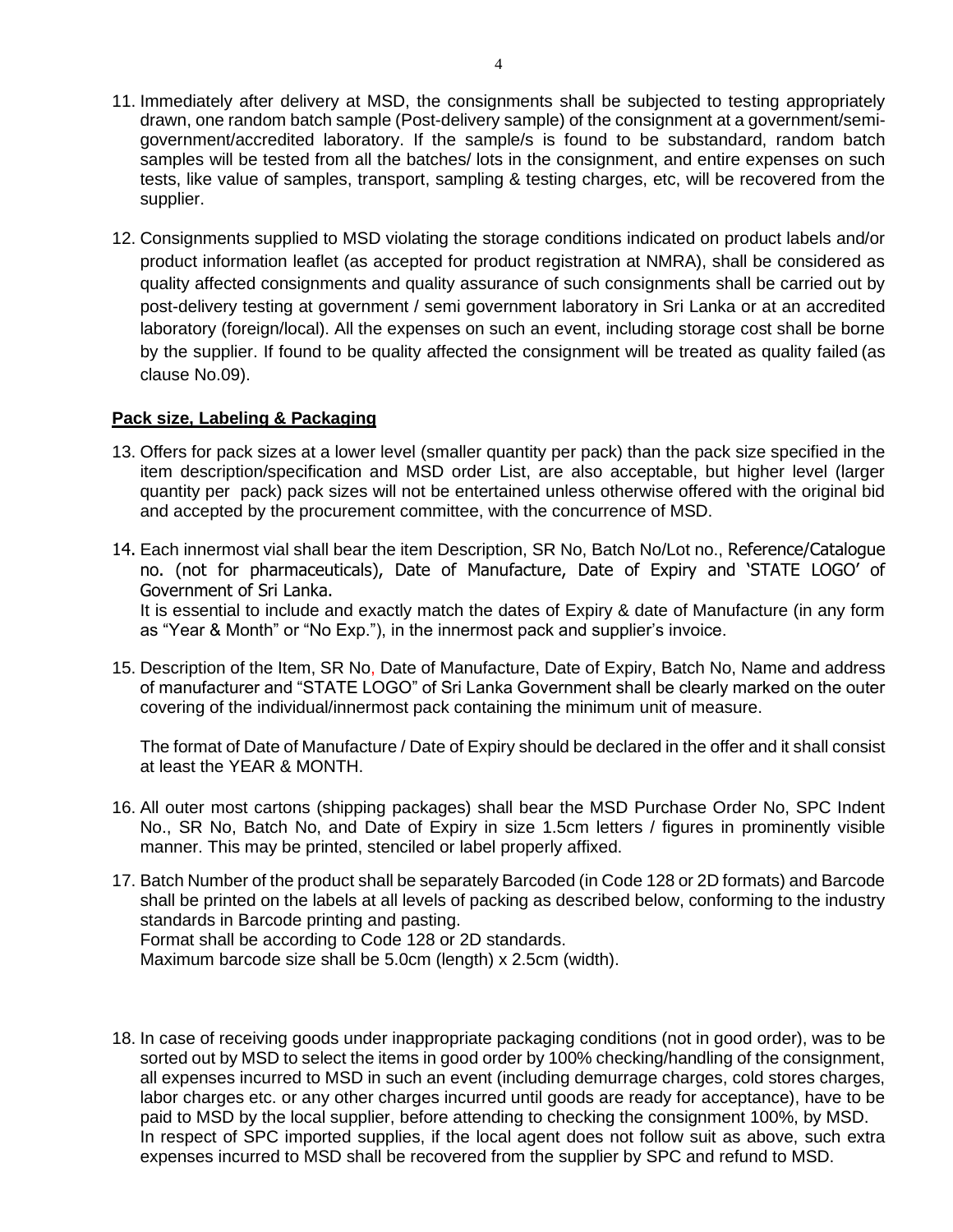11. Immediately after delivery at MSD, the consignments shall be subjected to testing appropriately drawn, one random batch sample (Post-delivery sample) of the consignment at a government/semi-government/accredited laboratory. If the sample/s is found to be substandard, random batch samples will be tested from all the batches/ lots in the consignment, and entire expenses on such tests, like value of samples, transport, sampling & testing charges, etc, will be recovered from the supplier.

12. Consignments supplied to MSD violating the storage conditions indicated on product labels and/or product information leaflet (as accepted for product registration at NMRA), shall be considered as quality affected consignments and quality assurance of such consignments shall be carried out by post-delivery testing at government / semi government laboratory in Sri Lanka or at an accredited laboratory (foreign/local). All the expenses on such an event, including storage cost shall be borne by the supplier. If found to be quality affected the consignment will be treated as quality failed (as clause No.09).

**Pack size, Labeling & Packaging**

13. Offers for pack sizes at a lower level (smaller quantity per pack) than the pack size specified in the item description/specification and MSD order List, are also acceptable, but higher level (larger quantity per pack) pack sizes will not be entertained unless otherwise offered with the original bid and accepted by the procurement committee, with the concurrence of MSD.

14. Each innermost vial shall bear the item Description, SR No, Batch No/Lot no., Reference/Catalogue no. (not for pharmaceuticals), Date of Manufacture, Date of Expiry and 'STATE LOGO' of Government of Sri Lanka.
It is essential to include and exactly match the dates of Expiry & date of Manufacture (in any form as "Year & Month" or "No Exp."), in the innermost pack and supplier's invoice.

15. Description of the Item, SR No, Date of Manufacture, Date of Expiry, Batch No, Name and address of manufacturer and "STATE LOGO" of Sri Lanka Government shall be clearly marked on the outer covering of the individual/innermost pack containing the minimum unit of measure.

    The format of Date of Manufacture / Date of Expiry should be declared in the offer and it shall consist at least the YEAR & MONTH.

16. All outer most cartons (shipping packages) shall bear the MSD Purchase Order No, SPC Indent No., SR No, Batch No, and Date of Expiry in size 1.5cm letters / figures in prominently visible manner. This may be printed, stenciled or label properly affixed.

17. Batch Number of the product shall be separately Barcoded (in Code 128 or 2D formats) and Barcode shall be printed on the labels at all levels of packing as described below, conforming to the industry standards in Barcode printing and pasting.
Format shall be according to Code 128 or 2D standards.
Maximum barcode size shall be 5.0cm (length) x 2.5cm (width).

18. In case of receiving goods under inappropriate packaging conditions (not in good order), was to be sorted out by MSD to select the items in good order by 100% checking/handling of the consignment, all expenses incurred to MSD in such an event (including demurrage charges, cold stores charges, labor charges etc. or any other charges incurred until goods are ready for acceptance), have to be paid to MSD by the local supplier, before attending to checking the consignment 100%, by MSD.
In respect of SPC imported supplies, if the local agent does not follow suit as above, such extra expenses incurred to MSD shall be recovered from the supplier by SPC and refund to MSD.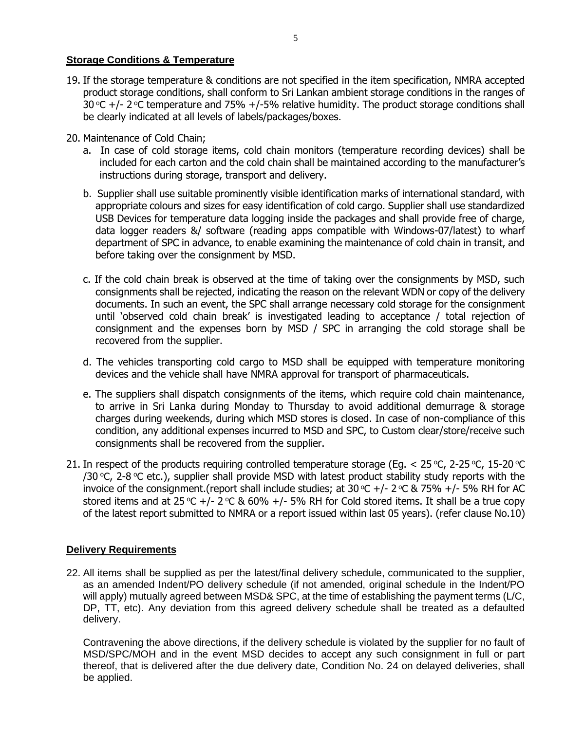## Storage Conditions & Temperature

19. If the storage temperature & conditions are not specified in the item specification, NMRA accepted product storage conditions, shall conform to Sri Lankan ambient storage conditions in the ranges of 30 °C +/- 2 °C temperature and 75% +/-5% relative humidity. The product storage conditions shall be clearly indicated at all levels of labels/packages/boxes.

20. Maintenance of Cold Chain;

    a. In case of cold storage items, cold chain monitors (temperature recording devices) shall be included for each carton and the cold chain shall be maintained according to the manufacturer's instructions during storage, transport and delivery.

    b. Supplier shall use suitable prominently visible identification marks of international standard, with appropriate colours and sizes for easy identification of cold cargo. Supplier shall use standardized USB Devices for temperature data logging inside the packages and shall provide free of charge, data logger readers &/ software (reading apps compatible with Windows-07/latest) to wharf department of SPC in advance, to enable examining the maintenance of cold chain in transit, and before taking over the consignment by MSD.

    c. If the cold chain break is observed at the time of taking over the consignments by MSD, such consignments shall be rejected, indicating the reason on the relevant WDN or copy of the delivery documents. In such an event, the SPC shall arrange necessary cold storage for the consignment until 'observed cold chain break' is investigated leading to acceptance / total rejection of consignment and the expenses born by MSD / SPC in arranging the cold storage shall be recovered from the supplier.

    d. The vehicles transporting cold cargo to MSD shall be equipped with temperature monitoring devices and the vehicle shall have NMRA approval for transport of pharmaceuticals.

    e. The suppliers shall dispatch consignments of the items, which require cold chain maintenance, to arrive in Sri Lanka during Monday to Thursday to avoid additional demurrage & storage charges during weekends, during which MSD stores is closed. In case of non-compliance of this condition, any additional expenses incurred to MSD and SPC, to Custom clear/store/receive such consignments shall be recovered from the supplier.

21. In respect of the products requiring controlled temperature storage (Eg. < 25 °C, 2-25 °C, 15-20 °C /30 °C, 2-8 °C etc.), supplier shall provide MSD with latest product stability study reports with the invoice of the consignment.(report shall include studies; at 30 °C +/- 2 °C & 75% +/- 5% RH for AC stored items and at 25 °C +/- 2 °C & 60% +/- 5% RH for Cold stored items. It shall be a true copy of the latest report submitted to NMRA or a report issued within last 05 years). (refer clause No.10)

## Delivery Requirements

22. All items shall be supplied as per the latest/final delivery schedule, communicated to the supplier, as an amended Indent/PO delivery schedule (if not amended, original schedule in the Indent/PO will apply) mutually agreed between MSD& SPC, at the time of establishing the payment terms (L/C, DP, TT, etc). Any deviation from this agreed delivery schedule shall be treated as a defaulted delivery.

    Contravening the above directions, if the delivery schedule is violated by the supplier for no fault of MSD/SPC/MOH and in the event MSD decides to accept any such consignment in full or part thereof, that is delivered after the due delivery date, Condition No. 24 on delayed deliveries, shall be applied.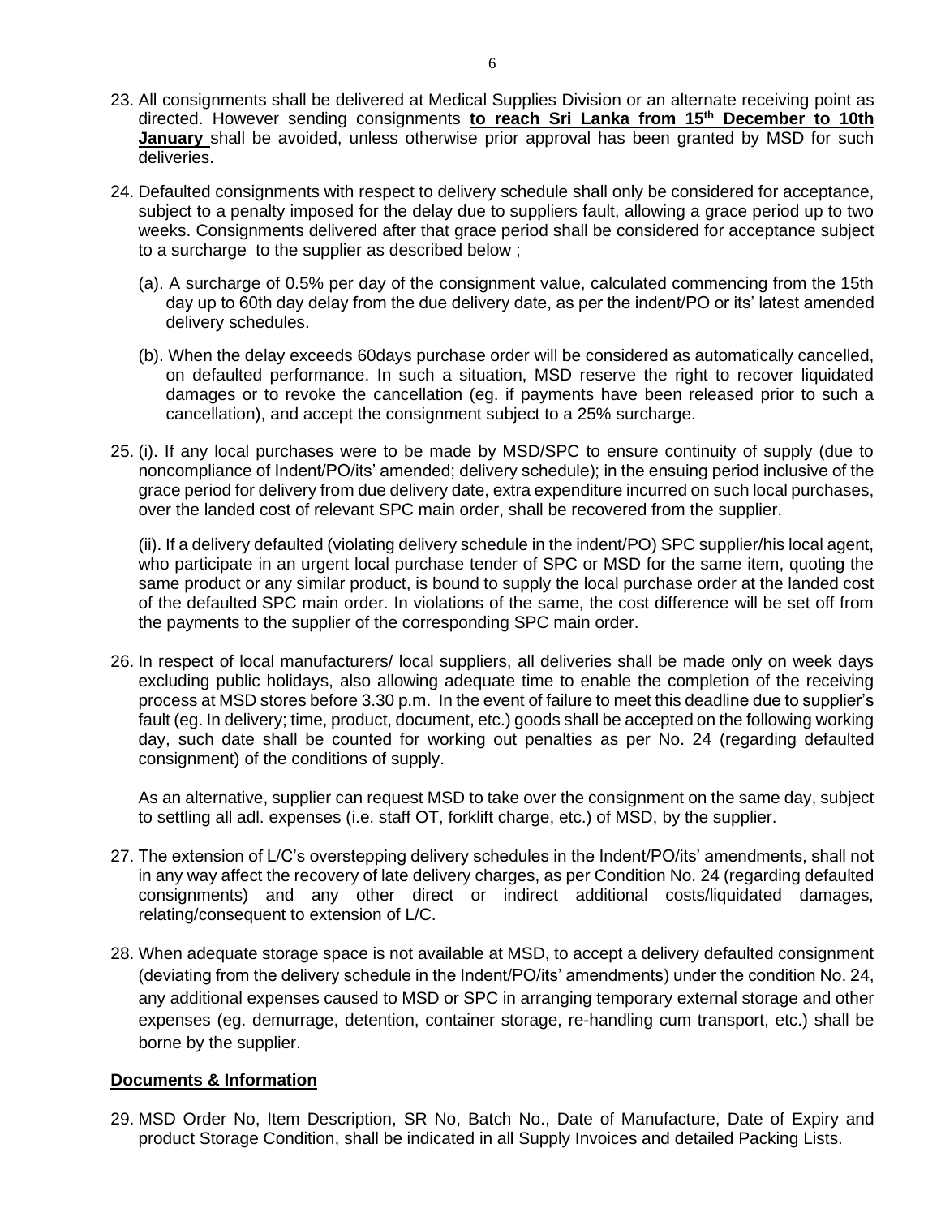23. All consignments shall be delivered at Medical Supplies Division or an alternate receiving point as directed. However sending consignments **to reach Sri Lanka from 15th December to 10th January** shall be avoided, unless otherwise prior approval has been granted by MSD for such deliveries.

24. Defaulted consignments with respect to delivery schedule shall only be considered for acceptance, subject to a penalty imposed for the delay due to suppliers fault, allowing a grace period up to two weeks. Consignments delivered after that grace period shall be considered for acceptance subject to a surcharge to the supplier as described below ;

    (a). A surcharge of 0.5% per day of the consignment value, calculated commencing from the 15th day up to 60th day delay from the due delivery date, as per the indent/PO or its' latest amended delivery schedules.

    (b). When the delay exceeds 60days purchase order will be considered as automatically cancelled, on defaulted performance. In such a situation, MSD reserve the right to recover liquidated damages or to revoke the cancellation (eg. if payments have been released prior to such a cancellation), and accept the consignment subject to a 25% surcharge.

25. (i). If any local purchases were to be made by MSD/SPC to ensure continuity of supply (due to noncompliance of Indent/PO/its' amended; delivery schedule); in the ensuing period inclusive of the grace period for delivery from due delivery date, extra expenditure incurred on such local purchases, over the landed cost of relevant SPC main order, shall be recovered from the supplier.

    (ii). If a delivery defaulted (violating delivery schedule in the indent/PO) SPC supplier/his local agent, who participate in an urgent local purchase tender of SPC or MSD for the same item, quoting the same product or any similar product, is bound to supply the local purchase order at the landed cost of the defaulted SPC main order. In violations of the same, the cost difference will be set off from the payments to the supplier of the corresponding SPC main order.

26. In respect of local manufacturers/ local suppliers, all deliveries shall be made only on week days excluding public holidays, also allowing adequate time to enable the completion of the receiving process at MSD stores before 3.30 p.m. In the event of failure to meet this deadline due to supplier's fault (eg. In delivery; time, product, document, etc.) goods shall be accepted on the following working day, such date shall be counted for working out penalties as per No. 24 (regarding defaulted consignment) of the conditions of supply.

    As an alternative, supplier can request MSD to take over the consignment on the same day, subject to settling all adl. expenses (i.e. staff OT, forklift charge, etc.) of MSD, by the supplier.

27. The extension of L/C's overstepping delivery schedules in the Indent/PO/its' amendments, shall not in any way affect the recovery of late delivery charges, as per Condition No. 24 (regarding defaulted consignments) and any other direct or indirect additional costs/liquidated damages, relating/consequent to extension of L/C.

28. When adequate storage space is not available at MSD, to accept a delivery defaulted consignment (deviating from the delivery schedule in the Indent/PO/its' amendments) under the condition No. 24, any additional expenses caused to MSD or SPC in arranging temporary external storage and other expenses (eg. demurrage, detention, container storage, re-handling cum transport, etc.) shall be borne by the supplier.

**Documents & Information**

29. MSD Order No, Item Description, SR No, Batch No., Date of Manufacture, Date of Expiry and product Storage Condition, shall be indicated in all Supply Invoices and detailed Packing Lists.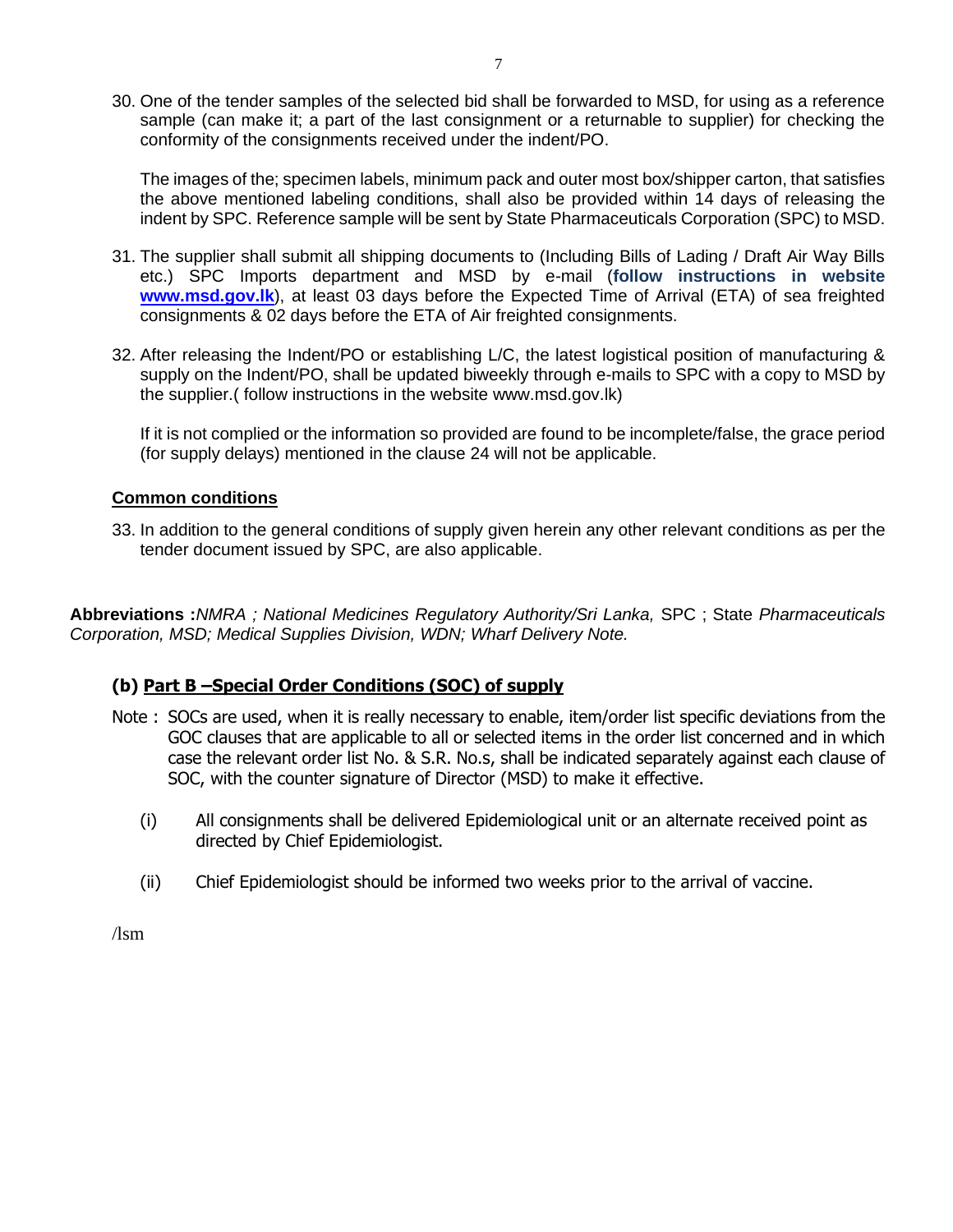30. One of the tender samples of the selected bid shall be forwarded to MSD, for using as a reference sample (can make it; a part of the last consignment or a returnable to supplier) for checking the conformity of the consignments received under the indent/PO.

    The images of the; specimen labels, minimum pack and outer most box/shipper carton, that satisfies the above mentioned labeling conditions, shall also be provided within 14 days of releasing the indent by SPC. Reference sample will be sent by State Pharmaceuticals Corporation (SPC) to MSD.

31. The supplier shall submit all shipping documents to (Including Bills of Lading / Draft Air Way Bills etc.) SPC Imports department and MSD by e-mail (**follow instructions in website [www.msd.gov.lk](http://www.msd.gov.lk)**), at least 03 days before the Expected Time of Arrival (ETA) of sea freighted consignments & 02 days before the ETA of Air freighted consignments.

32. After releasing the Indent/PO or establishing L/C, the latest logistical position of manufacturing & supply on the Indent/PO, shall be updated biweekly through e-mails to SPC with a copy to MSD by the supplier.( follow instructions in the website www.msd.gov.lk)

    If it is not complied or the information so provided are found to be incomplete/false, the grace period (for supply delays) mentioned in the clause 24 will not be applicable.

**Common conditions**

33. In addition to the general conditions of supply given herein any other relevant conditions as per the tender document issued by SPC, are also applicable.

**Abbreviations :***NMRA ; National Medicines Regulatory Authority/Sri Lanka,* SPC ; State *Pharmaceuticals Corporation, MSD; Medical Supplies Division, WDN; Wharf Delivery Note.*

## (b) Part B –Special Order Conditions (SOC) of supply

Note : SOCs are used, when it is really necessary to enable, item/order list specific deviations from the GOC clauses that are applicable to all or selected items in the order list concerned and in which case the relevant order list No. & S.R. No.s, shall be indicated separately against each clause of SOC, with the counter signature of Director (MSD) to make it effective.

(i) All consignments shall be delivered Epidemiological unit or an alternate received point as directed by Chief Epidemiologist.

(ii) Chief Epidemiologist should be informed two weeks prior to the arrival of vaccine.

/lsm